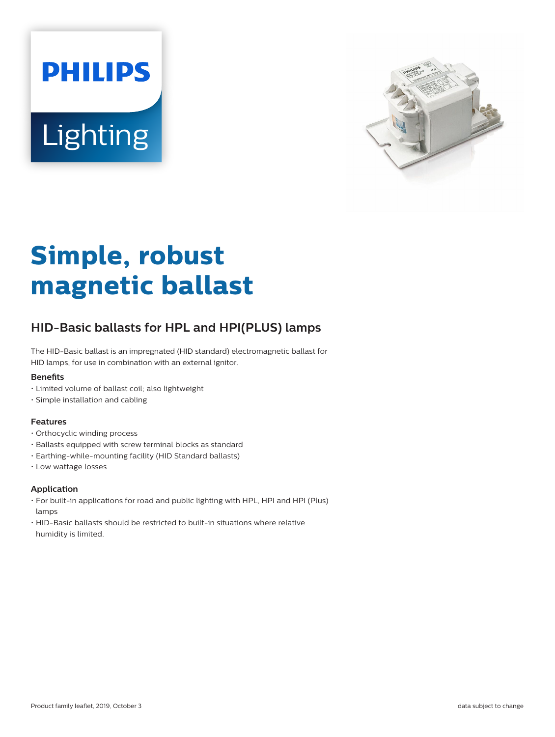PHILIPS

Lighting

# Simple, robust magnetic ballast

## HID-Basic ballasts for HPL and HPI(PLUS) lamps

The HID-Basic ballast is an impregnated (HID standard) electromagnetic ballast for HID lamps, for use in combination with an external ignitor.

### Benefits

- Limited volume of ballast coil; also lightweight
- Simple installation and cabling

### Features

- Orthocyclic winding process
- Ballasts equipped with screw terminal blocks as standard
- Earthing-while-mounting facility (HID Standard ballasts)
- Low wattage losses

### Application

- For built-in applications for road and public lighting with HPL, HPI and HPI (Plus) lamps
- HID-Basic ballasts should be restricted to built-in situations where relative humidity is limited.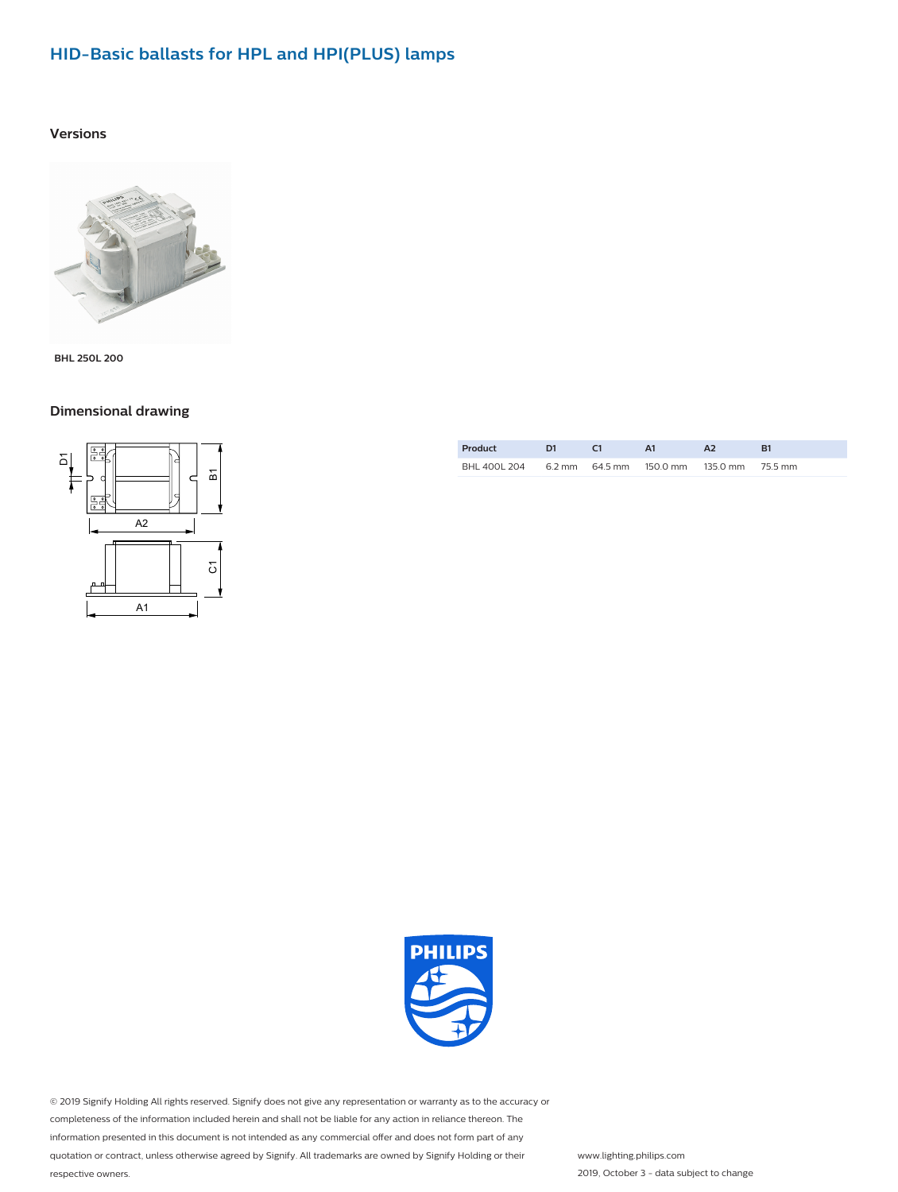## HID-Basic ballasts for HPL and HPI(PLUS) lamps

### Versions

BHL 250L 200

### Dimensional drawing

D1

B1

A2

C1

A1

| Product | D1 | C1 | A1 | A2 | B1 |
|---|---|---|---|---|---|
| BHL 400L 204 | 6.2 mm | 64.5 mm | 150.0 mm | 135.0 mm | 75.5 mm |

© 2019 Signify Holding All rights reserved. Signify does not give any representation or warranty as to the accuracy or completeness of the information included herein and shall not be liable for any action in reliance thereon. The information presented in this document is not intended as any commercial offer and does not form part of any quotation or contract, unless otherwise agreed by Signify. All trademarks are owned by Signify Holding or their respective owners.

www.lighting.philips.com

2019, October 3 - data subject to change